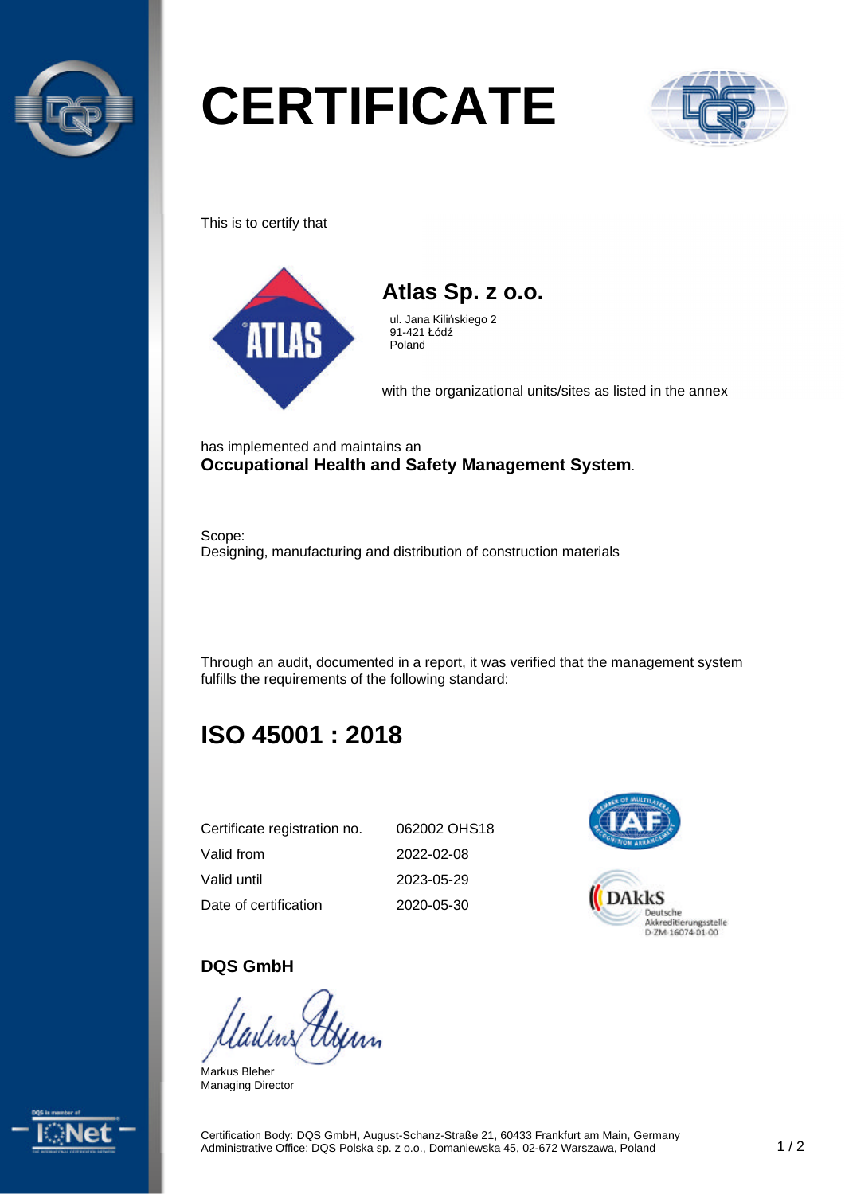# CERTIFICATE

This is to certify that

## Atlas Sp. z o.o.

ul. Jana Kilińskiego 2
91-421 Łódź
Poland

with the organizational units/sites as listed in the annex

has implemented and maintains an
**Occupational Health and Safety Management System**.

Scope:
Designing, manufacturing and distribution of construction materials

Through an audit, documented in a report, it was verified that the management system fulfills the requirements of the following standard:

## ISO 45001 : 2018

| | |
|---|---|
| Certificate registration no. | 062002 OHS18 |
| Valid from | 2022-02-08 |
| Valid until | 2023-05-29 |
| Date of certification | 2020-05-30 |

DAkkS
Deutsche Akkreditierungsstelle
D-ZM-16074-01-00

**DQS GmbH**

Markus Bleher
Managing Director

Certification Body: DQS GmbH, August-Schanz-Straße 21, 60433 Frankfurt am Main, Germany
Administrative Office: DQS Polska sp. z o.o., Domaniewska 45, 02-672 Warszawa, Poland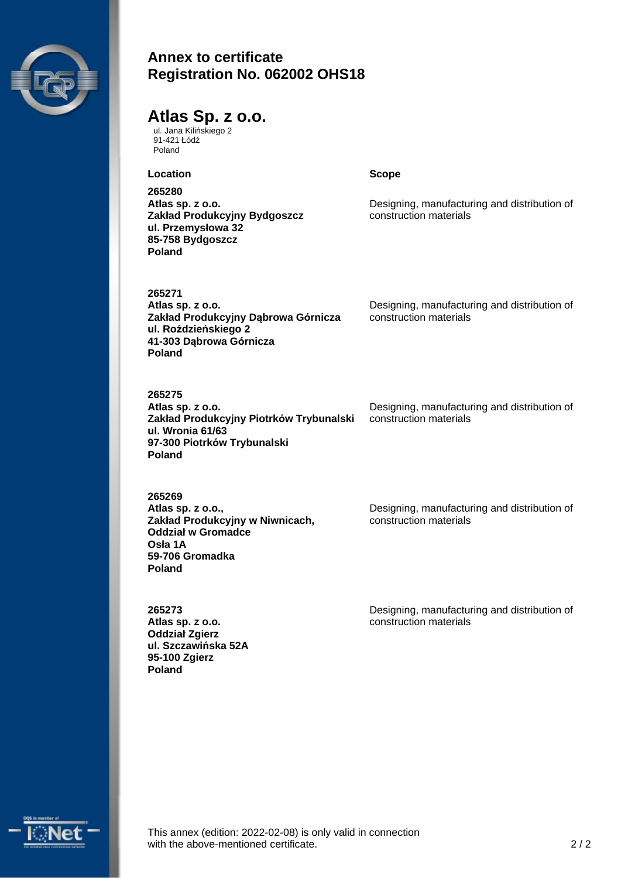# Annex to certificate
# Registration No. 062002 OHS18

## Atlas Sp. z o.o.

ul. Jana Kilińskiego 2
91-421 Łódź
Poland

| Location | Scope |
|---|---|
| **265280**<br>**Atlas sp. z o.o.**<br>**Zakład Produkcyjny Bydgoszcz**<br>**ul. Przemysłowa 32**<br>**85-758 Bydgoszcz**<br>**Poland** | Designing, manufacturing and distribution of construction materials |
| **265271**<br>**Atlas sp. z o.o.**<br>**Zakład Produkcyjny Dąbrowa Górnicza**<br>**ul. Roździeńskiego 2**<br>**41-303 Dąbrowa Górnicza**<br>**Poland** | Designing, manufacturing and distribution of construction materials |
| **265275**<br>**Atlas sp. z o.o.**<br>**Zakład Produkcyjny Piotrków Trybunalski**<br>**ul. Wronia 61/63**<br>**97-300 Piotrków Trybunalski**<br>**Poland** | Designing, manufacturing and distribution of construction materials |
| **265269**<br>**Atlas sp. z o.o.,**<br>**Zakład Produkcyjny w Niwnicach,**<br>**Oddział w Gromadce**<br>**Osła 1A**<br>**59-706 Gromadka**<br>**Poland** | Designing, manufacturing and distribution of construction materials |
| **265273**<br>**Atlas sp. z o.o.**<br>**Oddział Zgierz**<br>**ul. Szczawińska 52A**<br>**95-100 Zgierz**<br>**Poland** | Designing, manufacturing and distribution of construction materials |

This annex (edition: 2022-02-08) is only valid in connection with the above-mentioned certificate.